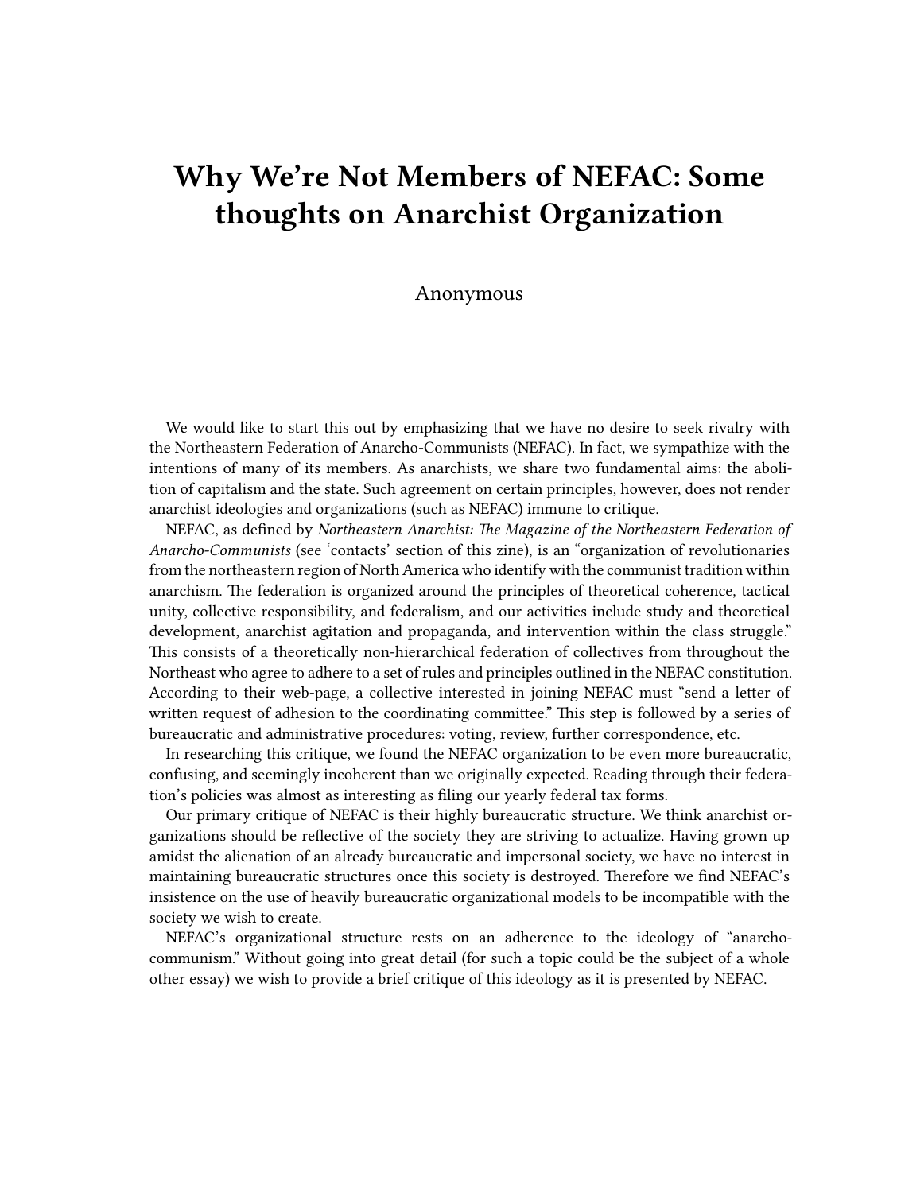# Why We're Not Members of NEFAC: Some thoughts on Anarchist Organization

Anonymous

We would like to start this out by emphasizing that we have no desire to seek rivalry with the Northeastern Federation of Anarcho-Communists (NEFAC). In fact, we sympathize with the intentions of many of its members. As anarchists, we share two fundamental aims: the abolition of capitalism and the state. Such agreement on certain principles, however, does not render anarchist ideologies and organizations (such as NEFAC) immune to critique.

NEFAC, as defined by *Northeastern Anarchist: The Magazine of the Northeastern Federation of Anarcho-Communists* (see 'contacts' section of this zine), is an "organization of revolutionaries from the northeastern region of North America who identify with the communist tradition within anarchism. The federation is organized around the principles of theoretical coherence, tactical unity, collective responsibility, and federalism, and our activities include study and theoretical development, anarchist agitation and propaganda, and intervention within the class struggle." This consists of a theoretically non-hierarchical federation of collectives from throughout the Northeast who agree to adhere to a set of rules and principles outlined in the NEFAC constitution. According to their web-page, a collective interested in joining NEFAC must "send a letter of written request of adhesion to the coordinating committee." This step is followed by a series of bureaucratic and administrative procedures: voting, review, further correspondence, etc.

In researching this critique, we found the NEFAC organization to be even more bureaucratic, confusing, and seemingly incoherent than we originally expected. Reading through their federation's policies was almost as interesting as filing our yearly federal tax forms.

Our primary critique of NEFAC is their highly bureaucratic structure. We think anarchist organizations should be reflective of the society they are striving to actualize. Having grown up amidst the alienation of an already bureaucratic and impersonal society, we have no interest in maintaining bureaucratic structures once this society is destroyed. Therefore we find NEFAC's insistence on the use of heavily bureaucratic organizational models to be incompatible with the society we wish to create.

NEFAC's organizational structure rests on an adherence to the ideology of "anarcho-communism." Without going into great detail (for such a topic could be the subject of a whole other essay) we wish to provide a brief critique of this ideology as it is presented by NEFAC.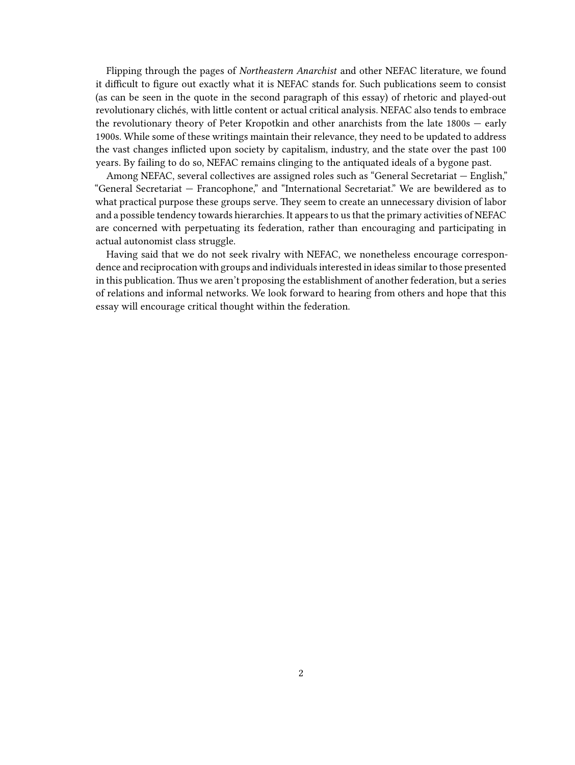Flipping through the pages of *Northeastern Anarchist* and other NEFAC literature, we found it difficult to figure out exactly what it is NEFAC stands for. Such publications seem to consist (as can be seen in the quote in the second paragraph of this essay) of rhetoric and played-out revolutionary clichés, with little content or actual critical analysis. NEFAC also tends to embrace the revolutionary theory of Peter Kropotkin and other anarchists from the late 1800s — early 1900s. While some of these writings maintain their relevance, they need to be updated to address the vast changes inflicted upon society by capitalism, industry, and the state over the past 100 years. By failing to do so, NEFAC remains clinging to the antiquated ideals of a bygone past.

Among NEFAC, several collectives are assigned roles such as "General Secretariat — English," "General Secretariat — Francophone," and "International Secretariat." We are bewildered as to what practical purpose these groups serve. They seem to create an unnecessary division of labor and a possible tendency towards hierarchies. It appears to us that the primary activities of NEFAC are concerned with perpetuating its federation, rather than encouraging and participating in actual autonomist class struggle.

Having said that we do not seek rivalry with NEFAC, we nonetheless encourage correspondence and reciprocation with groups and individuals interested in ideas similar to those presented in this publication. Thus we aren't proposing the establishment of another federation, but a series of relations and informal networks. We look forward to hearing from others and hope that this essay will encourage critical thought within the federation.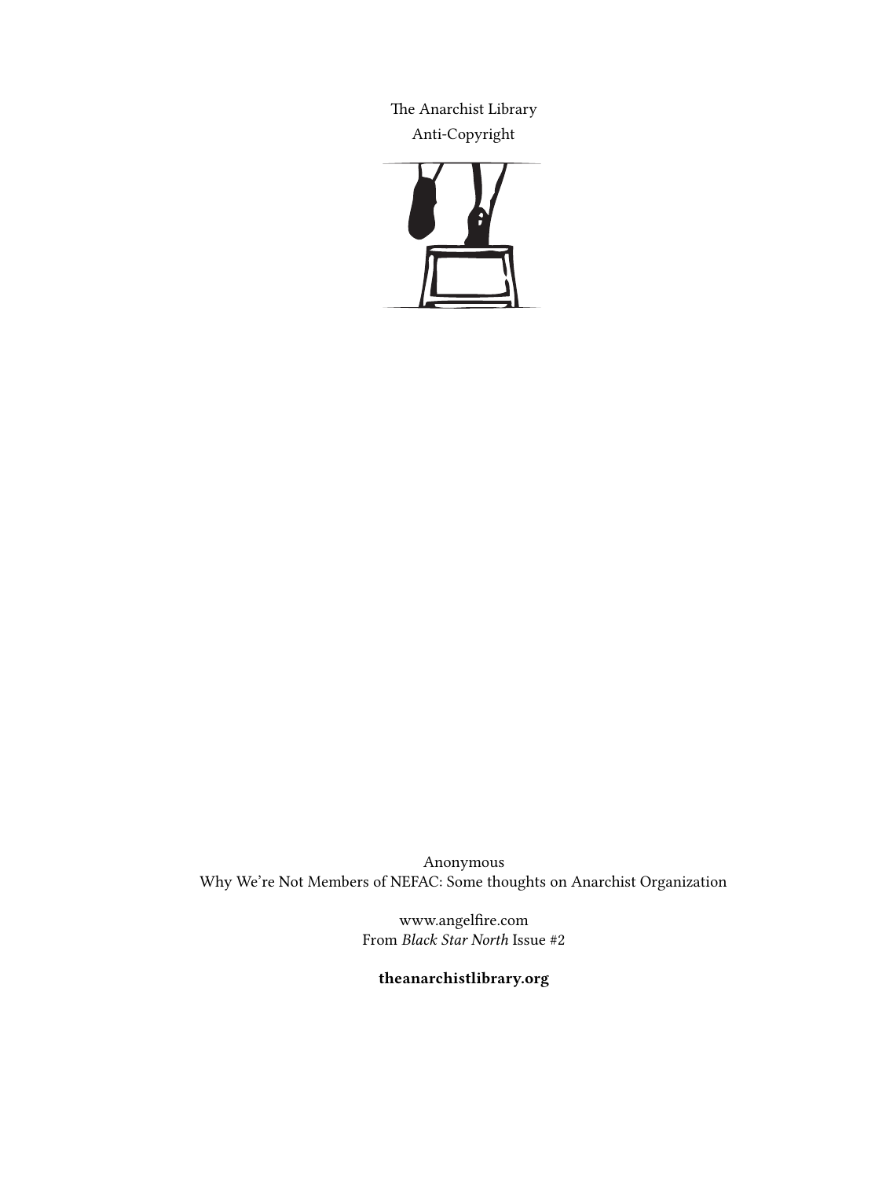The Anarchist Library
Anti-Copyright

Anonymous
Why We're Not Members of NEFAC: Some thoughts on Anarchist Organization

www.angelfire.com
From *Black Star North* Issue #2

**theanarchistlibrary.org**